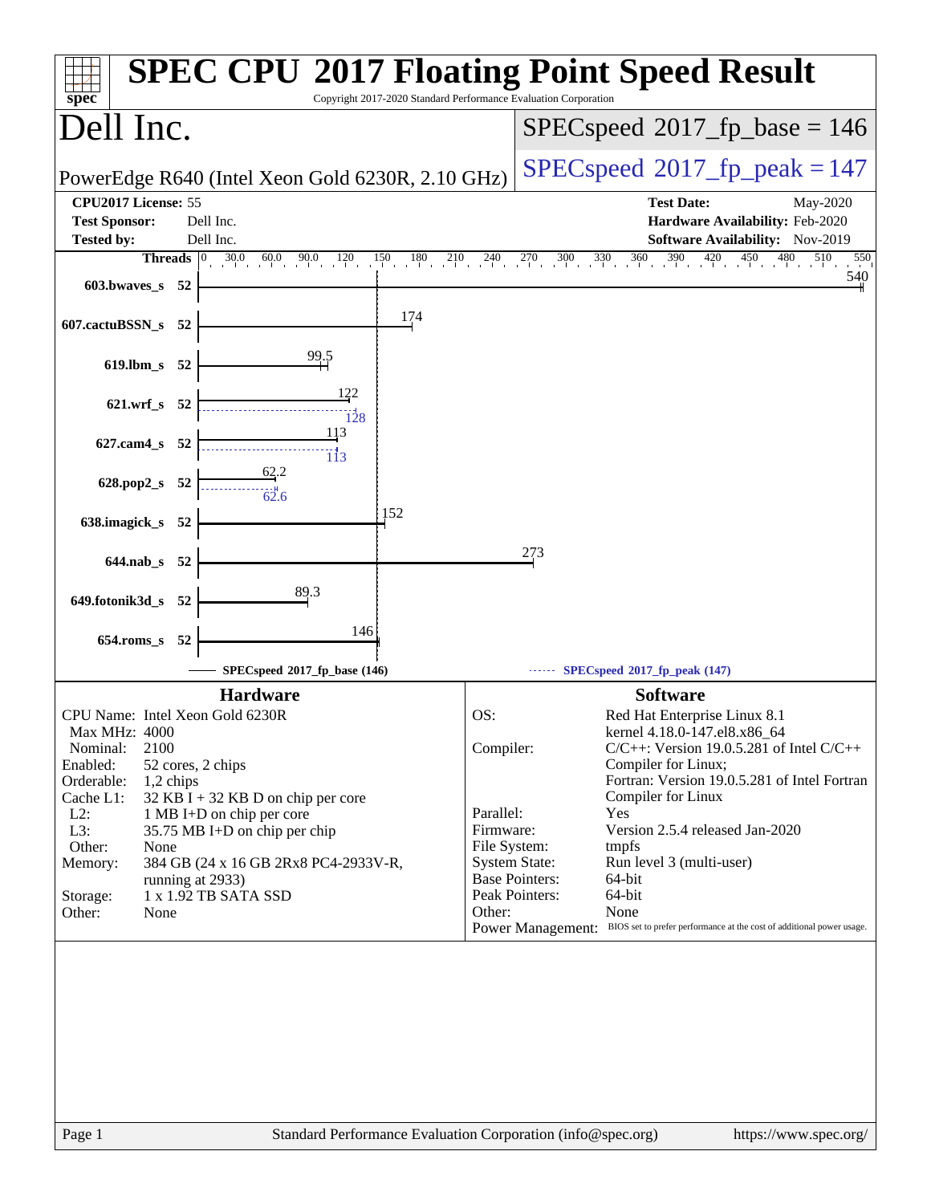# SPEC CPU 2017 Floating Point Speed Result

Copyright 2017-2020 Standard Performance Evaluation Corporation

## Dell Inc.

PowerEdge R640 (Intel Xeon Gold 6230R, 2.10 GHz)

SPECspeed 2017_fp_base = 146

SPECspeed 2017_fp_peak = 147

| | | | |
|---|---|---|---|
| **CPU2017 License:** | 55 | **Test Date:** | May-2020 |
| **Test Sponsor:** | Dell Inc. | **Hardware Availability:** | Feb-2020 |
| **Tested by:** | Dell Inc. | **Software Availability:** | Nov-2019 |

| Benchmark | Threads | Base | Peak |
|---|---|---|---|
| 603.bwaves_s | 52 | 540 | |
| 607.cactuBSSN_s | 52 | 174 | |
| 619.lbm_s | 52 | 99.5 | |
| 621.wrf_s | 52 | 122 | 128 |
| 627.cam4_s | 52 | 113 | 113 |
| 628.pop2_s | 52 | 62.2 | 62.6 |
| 638.imagick_s | 52 | 152 | |
| 644.nab_s | 52 | 273 | |
| 649.fotonik3d_s | 52 | 89.3 | |
| 654.roms_s | 52 | 146 | |

SPECspeed 2017_fp_base (146) ······ SPECspeed 2017_fp_peak (147)

### Hardware

| | |
|---|---|
| CPU Name: | Intel Xeon Gold 6230R |
| Max MHz: | 4000 |
| Nominal: | 2100 |
| Enabled: | 52 cores, 2 chips |
| Orderable: | 1,2 chips |
| Cache L1: | 32 KB I + 32 KB D on chip per core |
| L2: | 1 MB I+D on chip per core |
| L3: | 35.75 MB I+D on chip per chip |
| Other: | None |
| Memory: | 384 GB (24 x 16 GB 2Rx8 PC4-2933V-R, running at 2933) |
| Storage: | 1 x 1.92 TB SATA SSD |
| Other: | None |

### Software

| | |
|---|---|
| OS: | Red Hat Enterprise Linux 8.1 kernel 4.18.0-147.el8.x86_64 |
| Compiler: | C/C++: Version 19.0.5.281 of Intel C/C++ Compiler for Linux; Fortran: Version 19.0.5.281 of Intel Fortran Compiler for Linux |
| Parallel: | Yes |
| Firmware: | Version 2.5.4 released Jan-2020 |
| File System: | tmpfs |
| System State: | Run level 3 (multi-user) |
| Base Pointers: | 64-bit |
| Peak Pointers: | 64-bit |
| Other: | None |
| Power Management: | BIOS set to prefer performance at the cost of additional power usage. |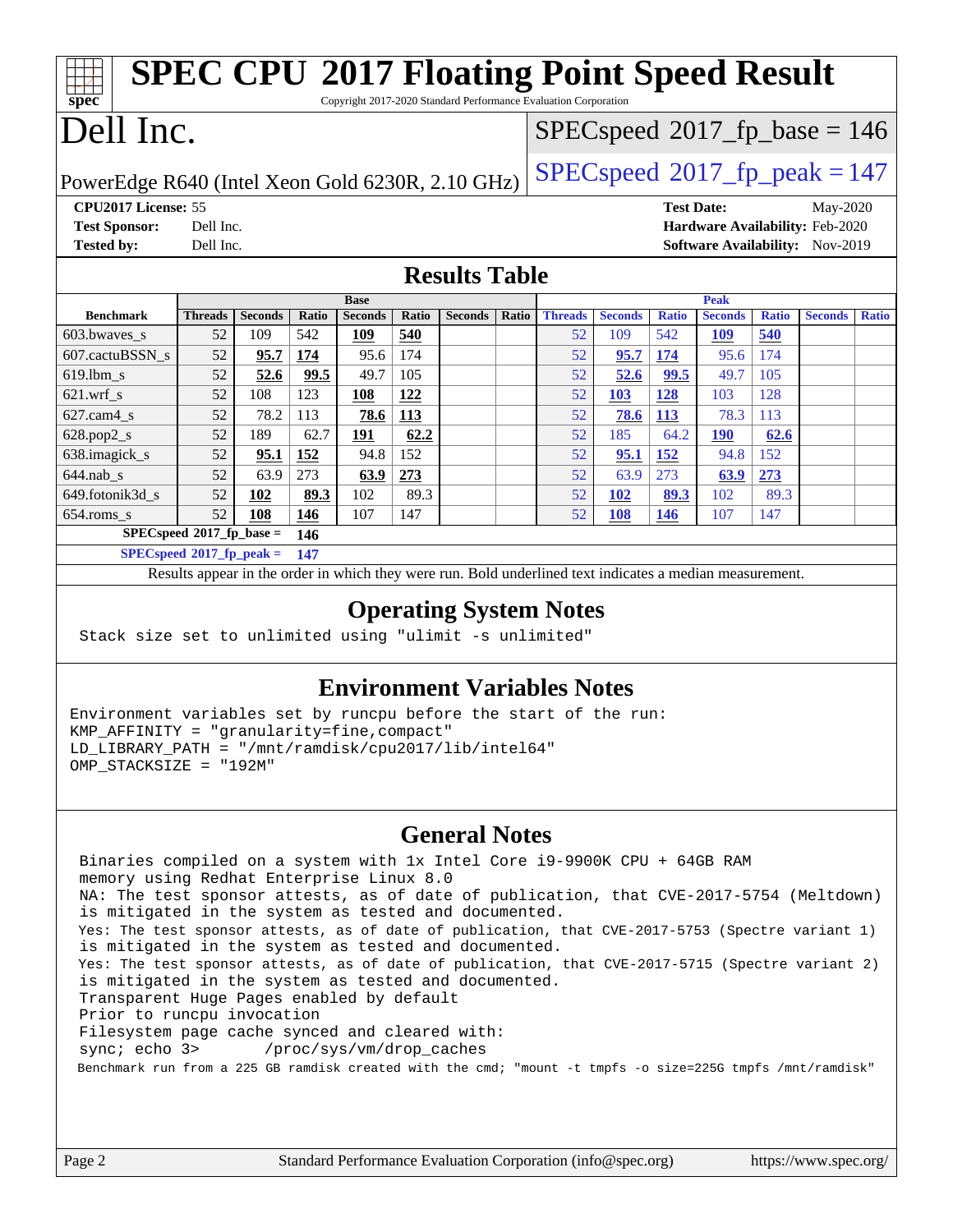# SPEC CPU 2017 Floating Point Speed Result

Copyright 2017-2020 Standard Performance Evaluation Corporation

# Dell Inc.

PowerEdge R640 (Intel Xeon Gold 6230R, 2.10 GHz)

SPECspeed 2017_fp_base = 146

SPECspeed 2017_fp_peak = 147

**CPU2017 License:** 55
**Test Sponsor:** Dell Inc.
**Tested by:** Dell Inc.

**Test Date:** May-2020
**Hardware Availability:** Feb-2020
**Software Availability:** Nov-2019

## Results Table

| Benchmark | Base | | | | | | | Peak | | | | | | |
|---|---|---|---|---|---|---|---|---|---|---|---|---|---|---|
| | Threads | Seconds | Ratio | Seconds | Ratio | Seconds | Ratio | Threads | Seconds | Ratio | Seconds | Ratio | Seconds | Ratio |
| 603.bwaves_s | 52 | 109 | 542 | **109** | **540** | | | 52 | 109 | 542 | **109** | **540** | | |
| 607.cactuBSSN_s | 52 | **95.7** | **174** | 95.6 | 174 | | | 52 | **95.7** | **174** | 95.6 | 174 | | |
| 619.lbm_s | 52 | **52.6** | **99.5** | 49.7 | 105 | | | 52 | **52.6** | **99.5** | 49.7 | 105 | | |
| 621.wrf_s | 52 | 108 | 123 | **108** | **122** | | | 52 | **103** | **128** | 103 | 128 | | |
| 627.cam4_s | 52 | 78.2 | 113 | **78.6** | **113** | | | 52 | **78.6** | **113** | 78.3 | 113 | | |
| 628.pop2_s | 52 | 189 | 62.7 | **191** | **62.2** | | | 52 | 185 | 64.2 | **190** | **62.6** | | |
| 638.imagick_s | 52 | **95.1** | **152** | 94.8 | 152 | | | 52 | **95.1** | **152** | 94.8 | 152 | | |
| 644.nab_s | 52 | 63.9 | 273 | **63.9** | **273** | | | 52 | 63.9 | 273 | **63.9** | **273** | | |
| 649.fotonik3d_s | 52 | **102** | **89.3** | 102 | 89.3 | | | 52 | **102** | **89.3** | 102 | 89.3 | | |
| 654.roms_s | 52 | **108** | **146** | 107 | 147 | | | 52 | **108** | **146** | 107 | 147 | | |

**SPECspeed 2017_fp_base = 146**

**SPECspeed 2017_fp_peak = 147**

Results appear in the order in which they were run. Bold underlined text indicates a median measurement.

## Operating System Notes

```
Stack size set to unlimited using "ulimit -s unlimited"
```

## Environment Variables Notes

```
Environment variables set by runcpu before the start of the run:
KMP_AFFINITY = "granularity=fine,compact"
LD_LIBRARY_PATH = "/mnt/ramdisk/cpu2017/lib/intel64"
OMP_STACKSIZE = "192M"
```

## General Notes

```
Binaries compiled on a system with 1x Intel Core i9-9900K CPU + 64GB RAM
memory using Redhat Enterprise Linux 8.0
NA: The test sponsor attests, as of date of publication, that CVE-2017-5754 (Meltdown)
is mitigated in the system as tested and documented.
Yes: The test sponsor attests, as of date of publication, that CVE-2017-5753 (Spectre variant 1)
is mitigated in the system as tested and documented.
Yes: The test sponsor attests, as of date of publication, that CVE-2017-5715 (Spectre variant 2)
is mitigated in the system as tested and documented.
Transparent Huge Pages enabled by default
Prior to runcpu invocation
Filesystem page cache synced and cleared with:
sync; echo 3>       /proc/sys/vm/drop_caches
Benchmark run from a 225 GB ramdisk created with the cmd; "mount -t tmpfs -o size=225G tmpfs /mnt/ramdisk"
```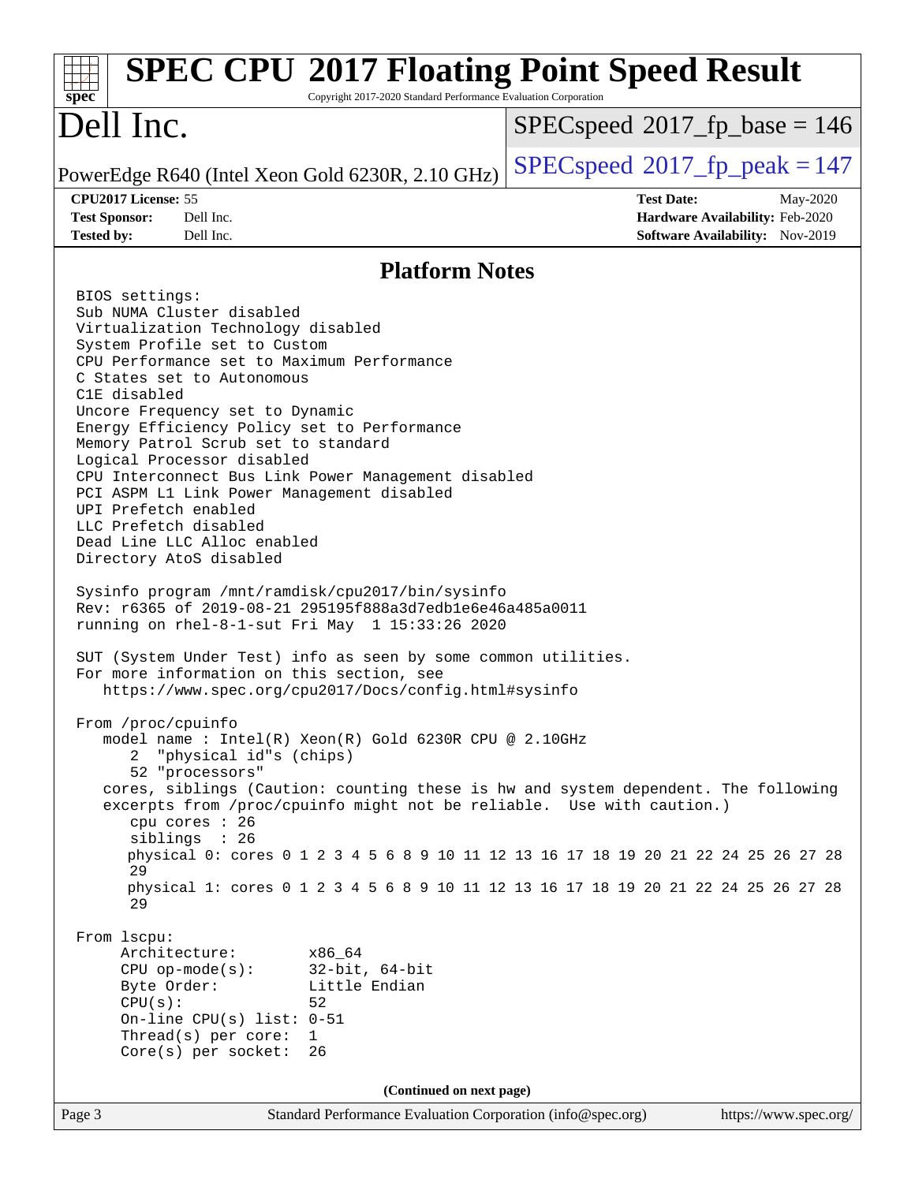# SPEC CPU 2017 Floating Point Speed Result

Copyright 2017-2020 Standard Performance Evaluation Corporation

## Dell Inc.

PowerEdge R640 (Intel Xeon Gold 6230R, 2.10 GHz)

SPECspeed 2017_fp_base = 146

SPECspeed 2017_fp_peak = 147

**CPU2017 License:** 55
**Test Sponsor:** Dell Inc.
**Tested by:** Dell Inc.

**Test Date:** May-2020
**Hardware Availability:** Feb-2020
**Software Availability:** Nov-2019

### Platform Notes

```
BIOS settings:
Sub NUMA Cluster disabled
Virtualization Technology disabled
System Profile set to Custom
CPU Performance set to Maximum Performance
C States set to Autonomous
C1E disabled
Uncore Frequency set to Dynamic
Energy Efficiency Policy set to Performance
Memory Patrol Scrub set to standard
Logical Processor disabled
CPU Interconnect Bus Link Power Management disabled
PCI ASPM L1 Link Power Management disabled
UPI Prefetch enabled
LLC Prefetch disabled
Dead Line LLC Alloc enabled
Directory AtoS disabled

Sysinfo program /mnt/ramdisk/cpu2017/bin/sysinfo
Rev: r6365 of 2019-08-21 295195f888a3d7edb1e6e46a485a0011
running on rhel-8-1-sut Fri May  1 15:33:26 2020

SUT (System Under Test) info as seen by some common utilities.
For more information on this section, see
   https://www.spec.org/cpu2017/Docs/config.html#sysinfo

From /proc/cpuinfo
   model name : Intel(R) Xeon(R) Gold 6230R CPU @ 2.10GHz
      2  "physical id"s (chips)
      52 "processors"
   cores, siblings (Caution: counting these is hw and system dependent. The following
   excerpts from /proc/cpuinfo might not be reliable.  Use with caution.)
      cpu cores : 26
      siblings  : 26
      physical 0: cores 0 1 2 3 4 5 6 8 9 10 11 12 13 16 17 18 19 20 21 22 24 25 26 27 28
      29
      physical 1: cores 0 1 2 3 4 5 6 8 9 10 11 12 13 16 17 18 19 20 21 22 24 25 26 27 28
      29

From lscpu:
     Architecture:        x86_64
     CPU op-mode(s):      32-bit, 64-bit
     Byte Order:          Little Endian
     CPU(s):              52
     On-line CPU(s) list: 0-51
     Thread(s) per core:  1
     Core(s) per socket:  26
```

**(Continued on next page)**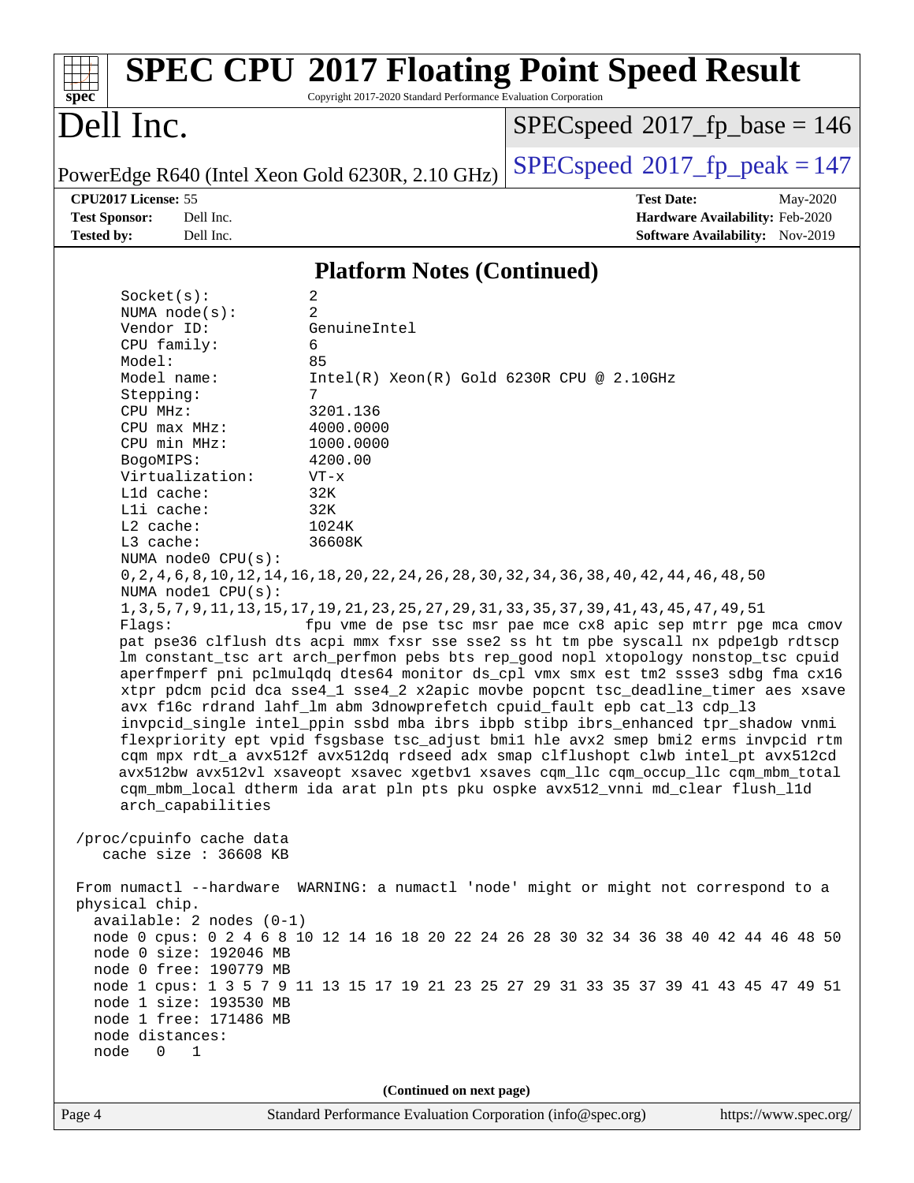## Platform Notes (Continued)

```
    Socket(s):           2
    NUMA node(s):        2
    Vendor ID:           GenuineIntel
    CPU family:          6
    Model:               85
    Model name:          Intel(R) Xeon(R) Gold 6230R CPU @ 2.10GHz
    Stepping:            7
    CPU MHz:             3201.136
    CPU max MHz:         4000.0000
    CPU min MHz:         1000.0000
    BogoMIPS:            4200.00
    Virtualization:      VT-x
    L1d cache:           32K
    L1i cache:           32K
    L2 cache:            1024K
    L3 cache:            36608K
    NUMA node0 CPU(s):
    0,2,4,6,8,10,12,14,16,18,20,22,24,26,28,30,32,34,36,38,40,42,44,46,48,50
    NUMA node1 CPU(s):
    1,3,5,7,9,11,13,15,17,19,21,23,25,27,29,31,33,35,37,39,41,43,45,47,49,51
    Flags:               fpu vme de pse tsc msr pae mce cx8 apic sep mtrr pge mca cmov
    pat pse36 clflush dts acpi mmx fxsr sse sse2 ss ht tm pbe syscall nx pdpe1gb rdtscp
    lm constant_tsc art arch_perfmon pebs bts rep_good nopl xtopology nonstop_tsc cpuid
    aperfmperf pni pclmulqdq dtes64 monitor ds_cpl vmx smx est tm2 ssse3 sdbg fma cx16
    xtpr pdcm pcid dca sse4_1 sse4_2 x2apic movbe popcnt tsc_deadline_timer aes xsave
    avx f16c rdrand lahf_lm abm 3dnowprefetch cpuid_fault epb cat_l3 cdp_l3
    invpcid_single intel_ppin ssbd mba ibrs ibpb stibp ibrs_enhanced tpr_shadow vnmi
    flexpriority ept vpid fsgsbase tsc_adjust bmi1 hle avx2 smep bmi2 erms invpcid rtm
    cqm mpx rdt_a avx512f avx512dq rdseed adx smap clflushopt clwb intel_pt avx512cd
    avx512bw avx512vl xsaveopt xsavec xgetbv1 xsaves cqm_llc cqm_occup_llc cqm_mbm_total
    cqm_mbm_local dtherm ida arat pln pts pku ospke avx512_vnni md_clear flush_l1d
    arch_capabilities

 /proc/cpuinfo cache data
    cache size : 36608 KB

 From numactl --hardware  WARNING: a numactl 'node' might or might not correspond to a
 physical chip.
   available: 2 nodes (0-1)
   node 0 cpus: 0 2 4 6 8 10 12 14 16 18 20 22 24 26 28 30 32 34 36 38 40 42 44 46 48 50
   node 0 size: 192046 MB
   node 0 free: 190779 MB
   node 1 cpus: 1 3 5 7 9 11 13 15 17 19 21 23 25 27 29 31 33 35 37 39 41 43 45 47 49 51
   node 1 size: 193530 MB
   node 1 free: 171486 MB
   node distances:
   node   0   1
```

(Continued on next page)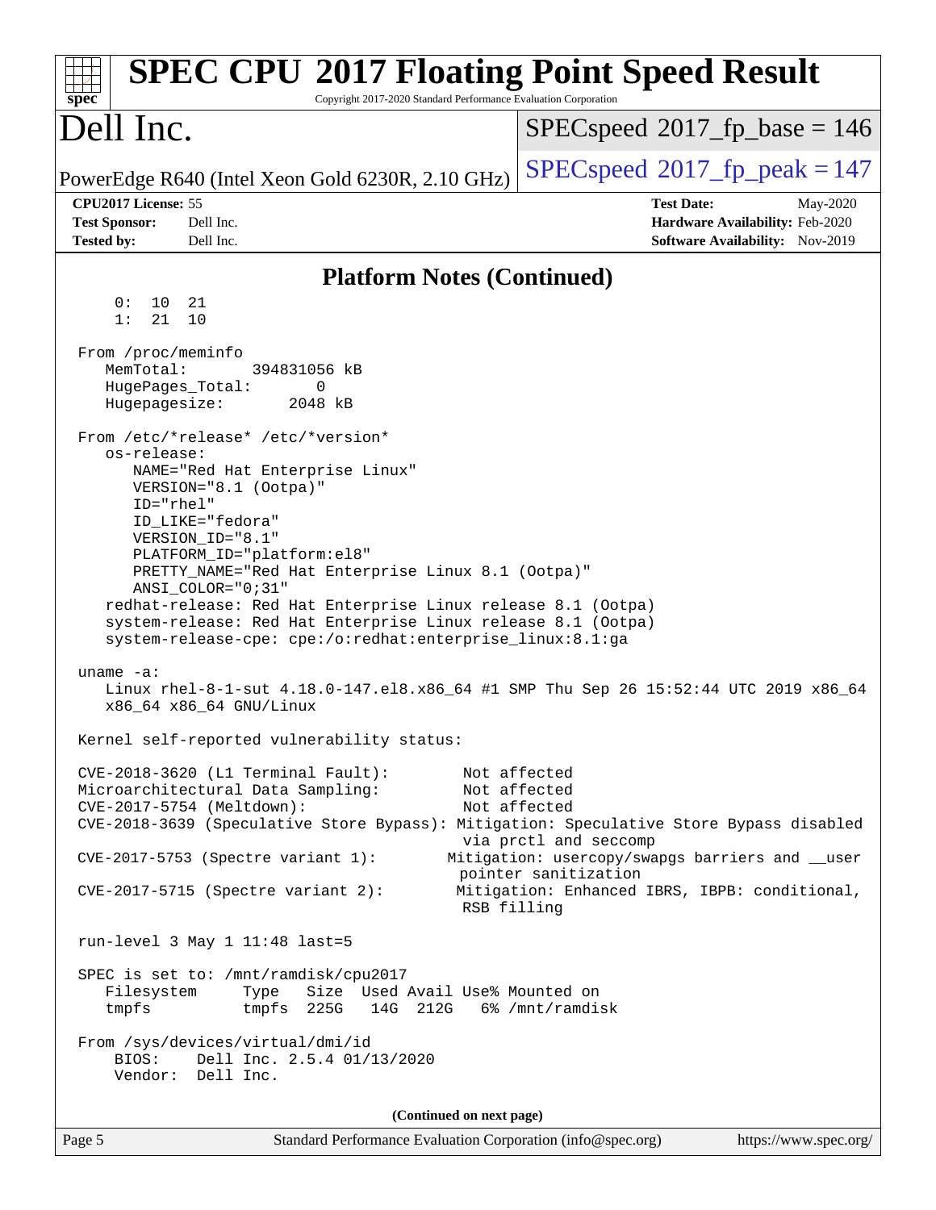# SPEC CPU 2017 Floating Point Speed Result

Copyright 2017-2020 Standard Performance Evaluation Corporation

# Dell Inc.

PowerEdge R640 (Intel Xeon Gold 6230R, 2.10 GHz)

SPECspeed 2017_fp_base = 146

SPECspeed 2017_fp_peak = 147

**CPU2017 License:** 55
**Test Sponsor:** Dell Inc.
**Tested by:** Dell Inc.

**Test Date:** May-2020
**Hardware Availability:** Feb-2020
**Software Availability:** Nov-2019

## Platform Notes (Continued)

```
     0:  10  21
     1:  21  10

 From /proc/meminfo
    MemTotal:       394831056 kB
    HugePages_Total:       0
    Hugepagesize:       2048 kB

 From /etc/*release* /etc/*version*
    os-release:
       NAME="Red Hat Enterprise Linux"
       VERSION="8.1 (Ootpa)"
       ID="rhel"
       ID_LIKE="fedora"
       VERSION_ID="8.1"
       PLATFORM_ID="platform:el8"
       PRETTY_NAME="Red Hat Enterprise Linux 8.1 (Ootpa)"
       ANSI_COLOR="0;31"
    redhat-release: Red Hat Enterprise Linux release 8.1 (Ootpa)
    system-release: Red Hat Enterprise Linux release 8.1 (Ootpa)
    system-release-cpe: cpe:/o:redhat:enterprise_linux:8.1:ga

 uname -a:
    Linux rhel-8-1-sut 4.18.0-147.el8.x86_64 #1 SMP Thu Sep 26 15:52:44 UTC 2019 x86_64
    x86_64 x86_64 GNU/Linux

 Kernel self-reported vulnerability status:

 CVE-2018-3620 (L1 Terminal Fault):         Not affected
 Microarchitectural Data Sampling:          Not affected
 CVE-2017-5754 (Meltdown):                  Not affected
 CVE-2018-3639 (Speculative Store Bypass): Mitigation: Speculative Store Bypass disabled
                                            via prctl and seccomp
 CVE-2017-5753 (Spectre variant 1):        Mitigation: usercopy/swapgs barriers and __user
                                            pointer sanitization
 CVE-2017-5715 (Spectre variant 2):        Mitigation: Enhanced IBRS, IBPB: conditional,
                                            RSB filling

 run-level 3 May 1 11:48 last=5

 SPEC is set to: /mnt/ramdisk/cpu2017
    Filesystem     Type   Size  Used Avail Use% Mounted on
    tmpfs          tmpfs  225G   14G  212G   6% /mnt/ramdisk

 From /sys/devices/virtual/dmi/id
     BIOS:    Dell Inc. 2.5.4 01/13/2020
     Vendor:  Dell Inc.
```

**(Continued on next page)**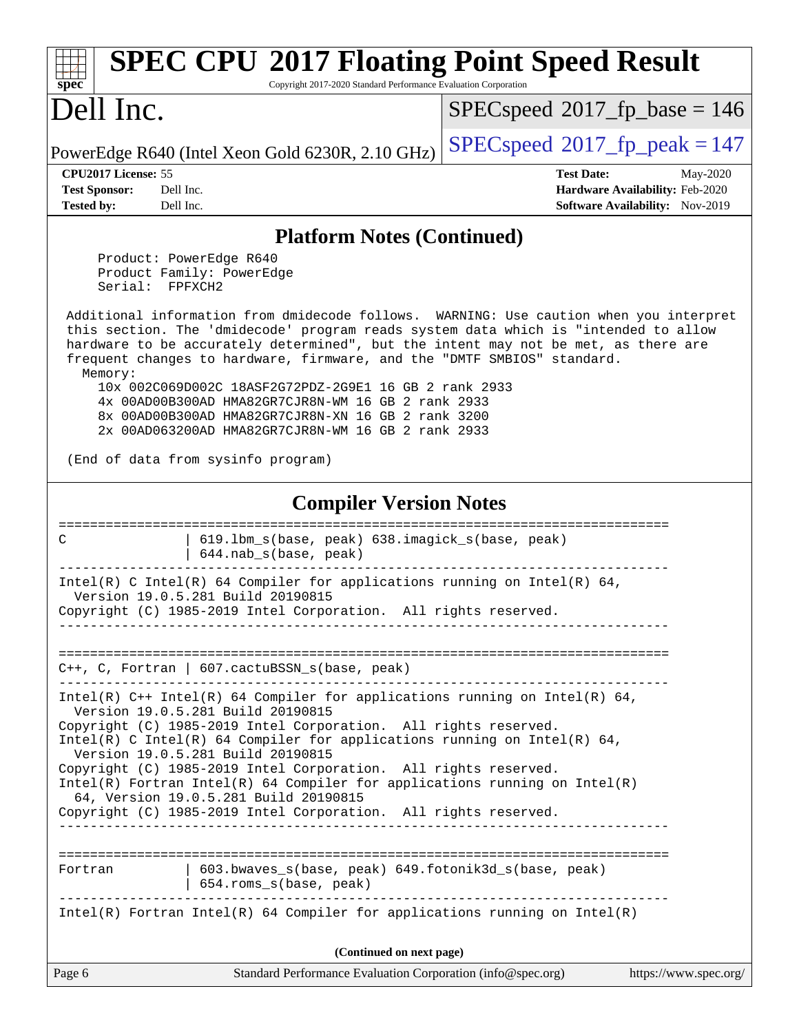## Platform Notes (Continued)

```
     Product: PowerEdge R640
     Product Family: PowerEdge
     Serial:  FPFXCH2

 Additional information from dmidecode follows.  WARNING: Use caution when you interpret
 this section. The 'dmidecode' program reads system data which is "intended to allow
 hardware to be accurately determined", but the intent may not be met, as there are
 frequent changes to hardware, firmware, and the "DMTF SMBIOS" standard.
   Memory:
     10x 002C069D002C 18ASF2G72PDZ-2G9E1 16 GB 2 rank 2933
     4x 00AD00B300AD HMA82GR7CJR8N-WM 16 GB 2 rank 2933
     8x 00AD00B300AD HMA82GR7CJR8N-XN 16 GB 2 rank 3200
     2x 00AD063200AD HMA82GR7CJR8N-WM 16 GB 2 rank 2933

 (End of data from sysinfo program)
```

## Compiler Version Notes

```
==============================================================================
C               | 619.lbm_s(base, peak) 638.imagick_s(base, peak)
                | 644.nab_s(base, peak)
------------------------------------------------------------------------------
Intel(R) C Intel(R) 64 Compiler for applications running on Intel(R) 64,
  Version 19.0.5.281 Build 20190815
Copyright (C) 1985-2019 Intel Corporation.  All rights reserved.
------------------------------------------------------------------------------

==============================================================================
C++, C, Fortran | 607.cactuBSSN_s(base, peak)
------------------------------------------------------------------------------
Intel(R) C++ Intel(R) 64 Compiler for applications running on Intel(R) 64,
  Version 19.0.5.281 Build 20190815
Copyright (C) 1985-2019 Intel Corporation.  All rights reserved.
Intel(R) C Intel(R) 64 Compiler for applications running on Intel(R) 64,
  Version 19.0.5.281 Build 20190815
Copyright (C) 1985-2019 Intel Corporation.  All rights reserved.
Intel(R) Fortran Intel(R) 64 Compiler for applications running on Intel(R)
  64, Version 19.0.5.281 Build 20190815
Copyright (C) 1985-2019 Intel Corporation.  All rights reserved.
------------------------------------------------------------------------------

==============================================================================
Fortran         | 603.bwaves_s(base, peak) 649.fotonik3d_s(base, peak)
                | 654.roms_s(base, peak)
------------------------------------------------------------------------------
Intel(R) Fortran Intel(R) 64 Compiler for applications running on Intel(R)
```

**(Continued on next page)**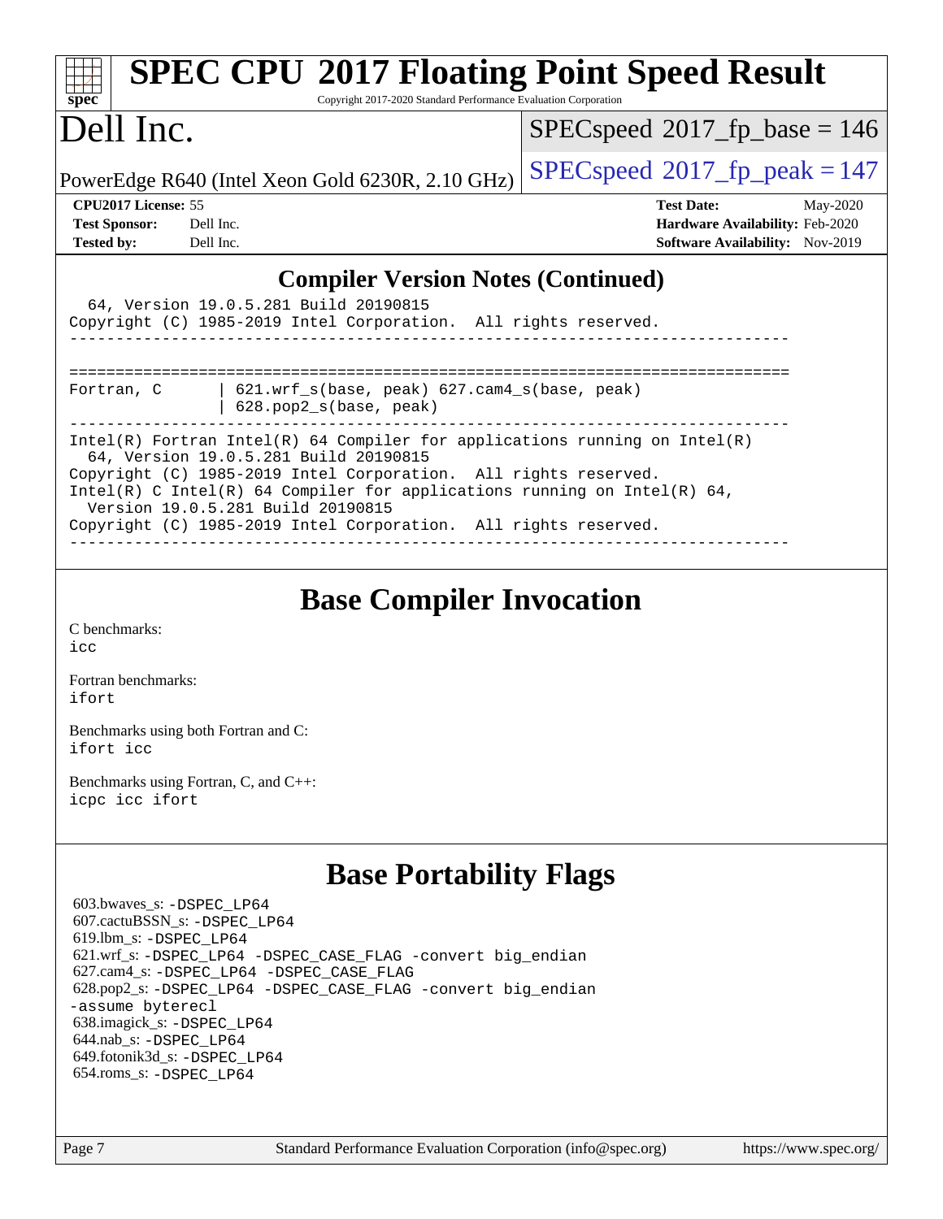## Compiler Version Notes (Continued)

```
  64, Version 19.0.5.281 Build 20190815
Copyright (C) 1985-2019 Intel Corporation.  All rights reserved.
------------------------------------------------------------------------------

==============================================================================
Fortran, C      | 621.wrf_s(base, peak) 627.cam4_s(base, peak)
                | 628.pop2_s(base, peak)
------------------------------------------------------------------------------
Intel(R) Fortran Intel(R) 64 Compiler for applications running on Intel(R)
  64, Version 19.0.5.281 Build 20190815
Copyright (C) 1985-2019 Intel Corporation.  All rights reserved.
Intel(R) C Intel(R) 64 Compiler for applications running on Intel(R) 64,
  Version 19.0.5.281 Build 20190815
Copyright (C) 1985-2019 Intel Corporation.  All rights reserved.
------------------------------------------------------------------------------
```

## Base Compiler Invocation

C benchmarks:
icc

Fortran benchmarks:
ifort

Benchmarks using both Fortran and C:
ifort icc

Benchmarks using Fortran, C, and C++:
icpc icc ifort

## Base Portability Flags

603.bwaves_s: -DSPEC_LP64
607.cactuBSSN_s: -DSPEC_LP64
619.lbm_s: -DSPEC_LP64
621.wrf_s: -DSPEC_LP64 -DSPEC_CASE_FLAG -convert big_endian
627.cam4_s: -DSPEC_LP64 -DSPEC_CASE_FLAG
628.pop2_s: -DSPEC_LP64 -DSPEC_CASE_FLAG -convert big_endian -assume byterecl
638.imagick_s: -DSPEC_LP64
644.nab_s: -DSPEC_LP64
649.fotonik3d_s: -DSPEC_LP64
654.roms_s: -DSPEC_LP64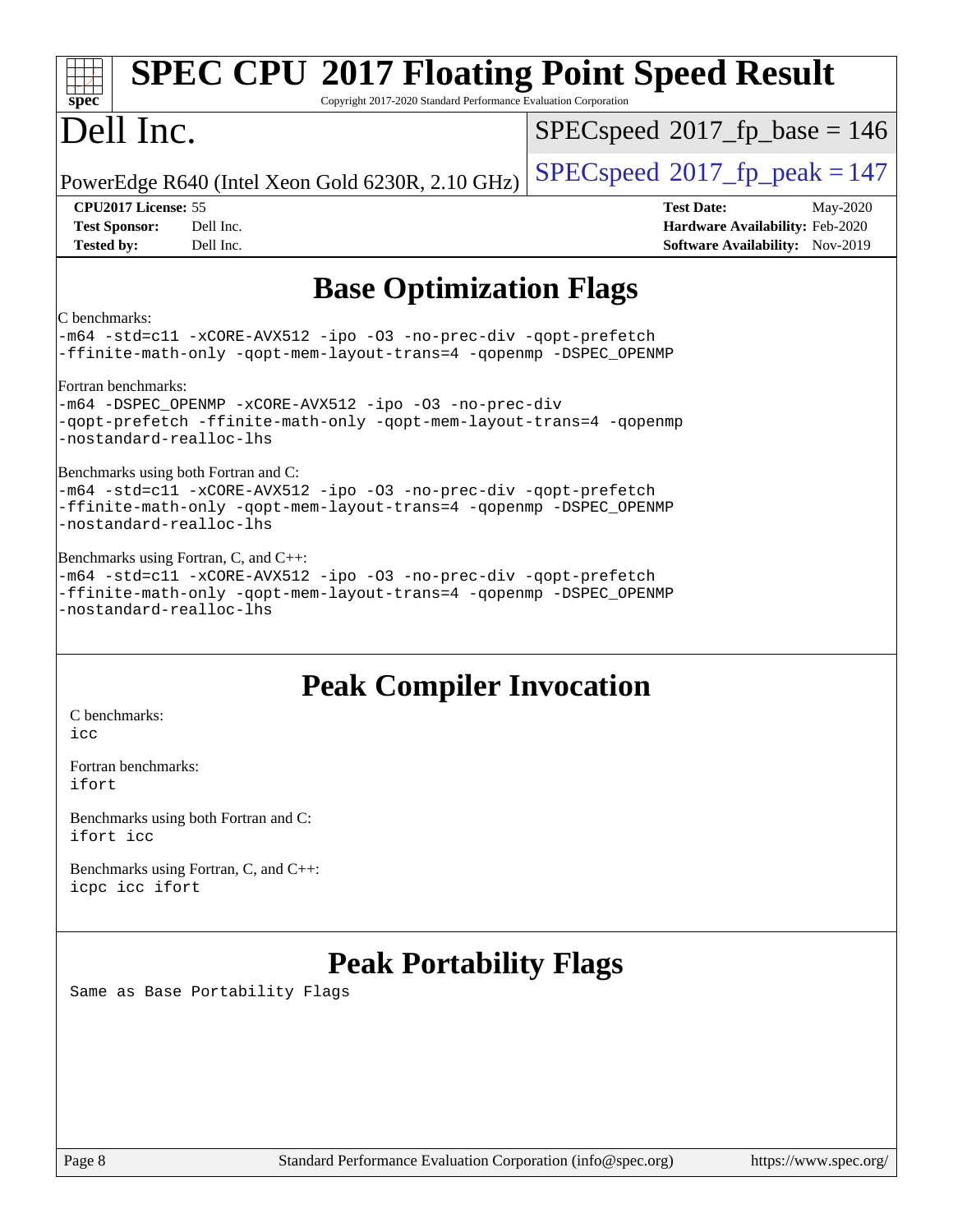# Base Optimization Flags

C benchmarks:
-m64 -std=c11 -xCORE-AVX512 -ipo -O3 -no-prec-div -qopt-prefetch
-ffinite-math-only -qopt-mem-layout-trans=4 -qopenmp -DSPEC_OPENMP

Fortran benchmarks:
-m64 -DSPEC_OPENMP -xCORE-AVX512 -ipo -O3 -no-prec-div
-qopt-prefetch -ffinite-math-only -qopt-mem-layout-trans=4 -qopenmp
-nostandard-realloc-lhs

Benchmarks using both Fortran and C:
-m64 -std=c11 -xCORE-AVX512 -ipo -O3 -no-prec-div -qopt-prefetch
-ffinite-math-only -qopt-mem-layout-trans=4 -qopenmp -DSPEC_OPENMP
-nostandard-realloc-lhs

Benchmarks using Fortran, C, and C++:
-m64 -std=c11 -xCORE-AVX512 -ipo -O3 -no-prec-div -qopt-prefetch
-ffinite-math-only -qopt-mem-layout-trans=4 -qopenmp -DSPEC_OPENMP
-nostandard-realloc-lhs

# Peak Compiler Invocation

C benchmarks:
icc

Fortran benchmarks:
ifort

Benchmarks using both Fortran and C:
ifort icc

Benchmarks using Fortran, C, and C++:
icpc icc ifort

# Peak Portability Flags

Same as Base Portability Flags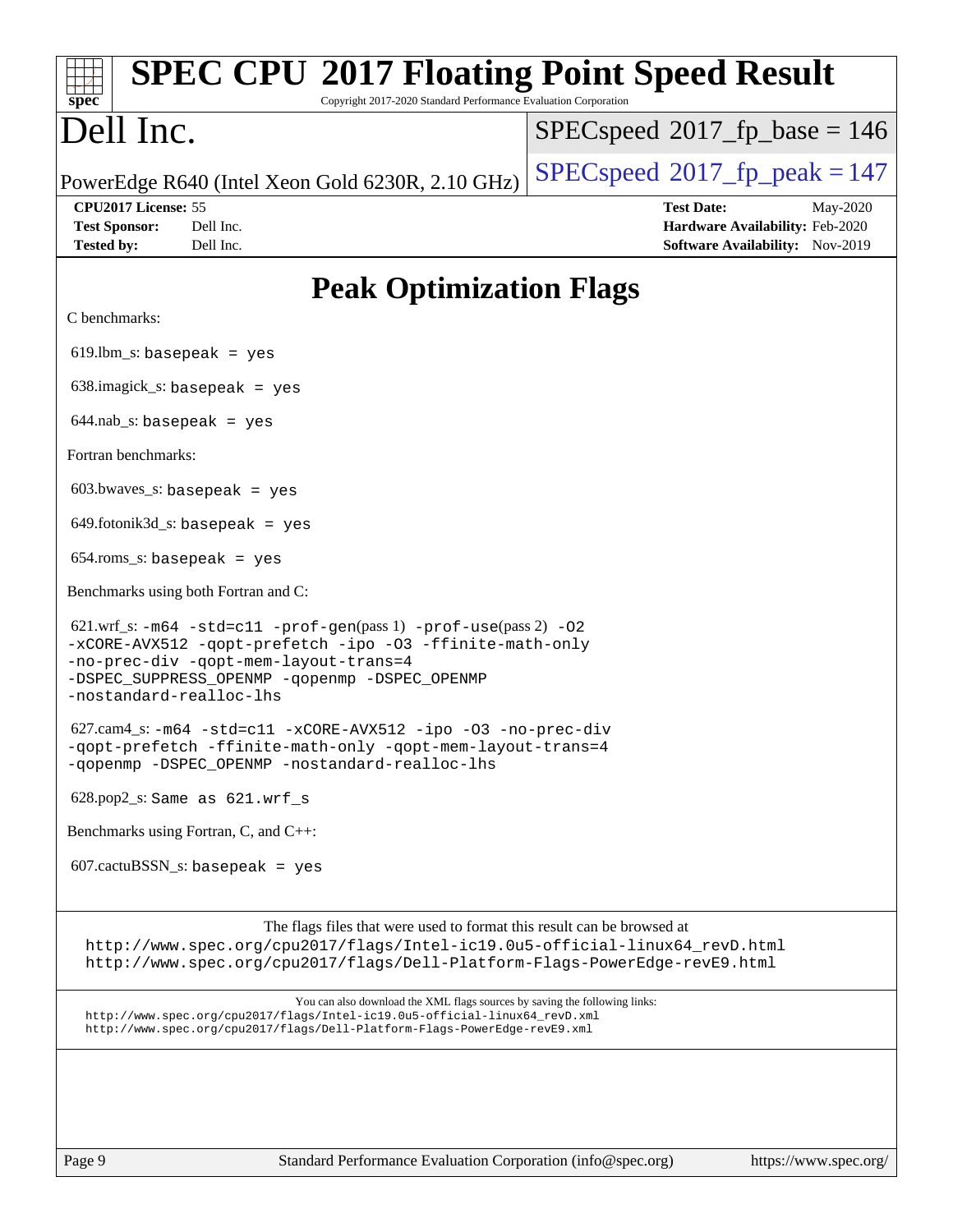# Peak Optimization Flags

C benchmarks:

619.lbm_s: basepeak = yes

638.imagick_s: basepeak = yes

644.nab_s: basepeak = yes

Fortran benchmarks:

603.bwaves_s: basepeak = yes

649.fotonik3d_s: basepeak = yes

654.roms_s: basepeak = yes

Benchmarks using both Fortran and C:

621.wrf_s: -m64 -std=c11 -prof-gen(pass 1) -prof-use(pass 2) -O2 -xCORE-AVX512 -qopt-prefetch -ipo -O3 -ffinite-math-only -no-prec-div -qopt-mem-layout-trans=4 -DSPEC_SUPPRESS_OPENMP -qopenmp -DSPEC_OPENMP -nostandard-realloc-lhs

627.cam4_s: -m64 -std=c11 -xCORE-AVX512 -ipo -O3 -no-prec-div -qopt-prefetch -ffinite-math-only -qopt-mem-layout-trans=4 -qopenmp -DSPEC_OPENMP -nostandard-realloc-lhs

628.pop2_s: Same as 621.wrf_s

Benchmarks using Fortran, C, and C++:

607.cactuBSSN_s: basepeak = yes

The flags files that were used to format this result can be browsed at
http://www.spec.org/cpu2017/flags/Intel-ic19.0u5-official-linux64_revD.html
http://www.spec.org/cpu2017/flags/Dell-Platform-Flags-PowerEdge-revE9.html

You can also download the XML flags sources by saving the following links:
http://www.spec.org/cpu2017/flags/Intel-ic19.0u5-official-linux64_revD.xml
http://www.spec.org/cpu2017/flags/Dell-Platform-Flags-PowerEdge-revE9.xml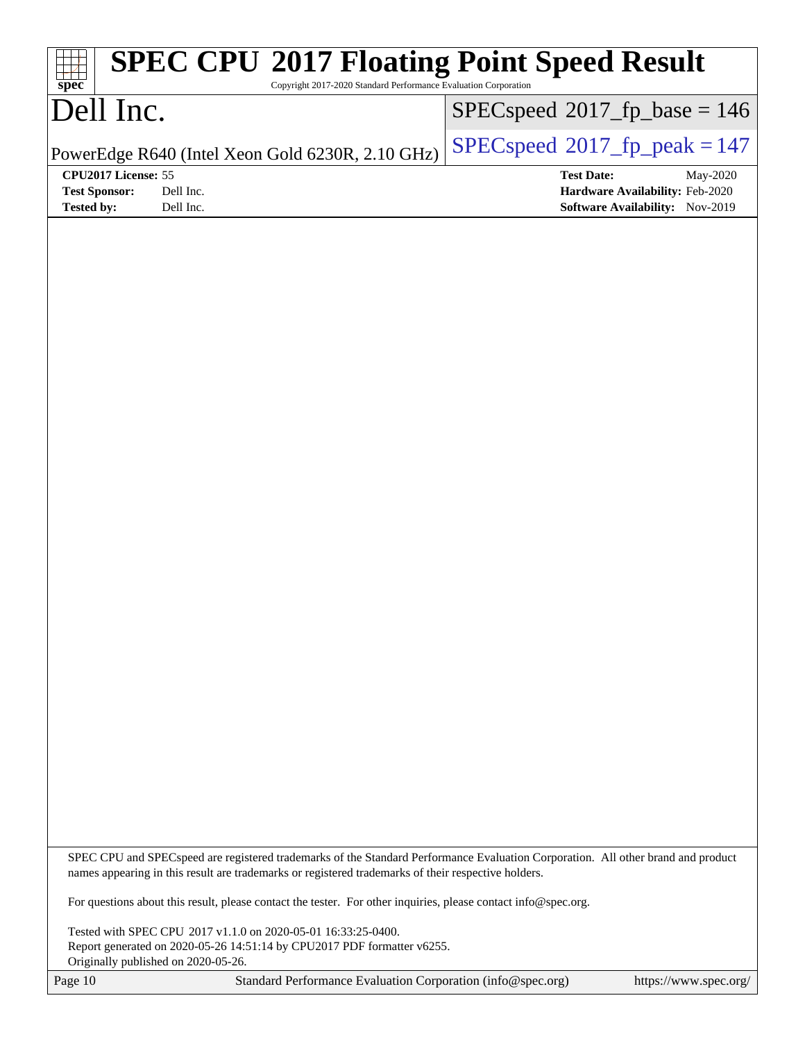SPEC CPU and SPECspeed are registered trademarks of the Standard Performance Evaluation Corporation. All other brand and product names appearing in this result are trademarks or registered trademarks of their respective holders.

For questions about this result, please contact the tester. For other inquiries, please contact info@spec.org.

Tested with SPEC CPU 2017 v1.1.0 on 2020-05-01 16:33:25-0400.
Report generated on 2020-05-26 14:51:14 by CPU2017 PDF formatter v6255.
Originally published on 2020-05-26.